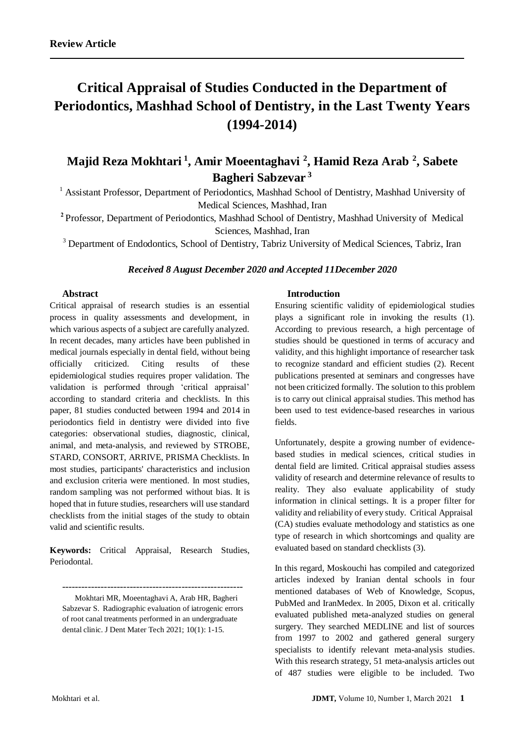**Review Article**

# Critical Appraisal of Studies Conducted in the Department of Periodontics, Mashhad School of Dentistry, in the Last Twenty Years (1994-2014)

## Majid Reza Mokhtari [1], Amir Moeentaghavi [2], Hamid Reza Arab [2], Sabete Bagheri Sabzevar [3]

[1] Assistant Professor, Department of Periodontics, Mashhad School of Dentistry, Mashhad University of Medical Sciences, Mashhad, Iran

[2] Professor, Department of Periodontics, Mashhad School of Dentistry, Mashhad University of Medical Sciences, Mashhad, Iran

[3] Department of Endodontics, School of Dentistry, Tabriz University of Medical Sciences, Tabriz, Iran

***Received 8 August December 2020 and Accepted 11December 2020***

### Abstract

Critical appraisal of research studies is an essential process in quality assessments and development, in which various aspects of a subject are carefully analyzed. In recent decades, many articles have been published in medical journals especially in dental field, without being officially criticized. Citing results of these epidemiological studies requires proper validation. The validation is performed through 'critical appraisal' according to standard criteria and checklists. In this paper, 81 studies conducted between 1994 and 2014 in periodontics field in dentistry were divided into five categories: observational studies, diagnostic, clinical, animal, and meta-analysis, and reviewed by STROBE, STARD, CONSORT, ARRIVE, PRISMA Checklists. In most studies, participants' characteristics and inclusion and exclusion criteria were mentioned. In most studies, random sampling was not performed without bias. It is hoped that in future studies, researchers will use standard checklists from the initial stages of the study to obtain valid and scientific results.

**Keywords:** Critical Appraisal, Research Studies, Periodontal.

---

Mokhtari MR, Moeentaghavi A, Arab HR, Bagheri Sabzevar S. Radiographic evaluation of iatrogenic errors of root canal treatments performed in an undergraduate dental clinic. J Dent Mater Tech 2021; 10(1): 1-15.

### Introduction

Ensuring scientific validity of epidemiological studies plays a significant role in invoking the results (1). According to previous research, a high percentage of studies should be questioned in terms of accuracy and validity, and this highlight importance of researcher task to recognize standard and efficient studies (2). Recent publications presented at seminars and congresses have not been criticized formally. The solution to this problem is to carry out clinical appraisal studies. This method has been used to test evidence-based researches in various fields.

Unfortunately, despite a growing number of evidence-based studies in medical sciences, critical studies in dental field are limited. Critical appraisal studies assess validity of research and determine relevance of results to reality. They also evaluate applicability of study information in clinical settings. It is a proper filter for validity and reliability of every study. Critical Appraisal (CA) studies evaluate methodology and statistics as one type of research in which shortcomings and quality are evaluated based on standard checklists (3).

In this regard, Moskouchi has compiled and categorized articles indexed by Iranian dental schools in four mentioned databases of Web of Knowledge, Scopus, PubMed and IranMedex. In 2005, Dixon et al. critically evaluated published meta-analyzed studies on general surgery. They searched MEDLINE and list of sources from 1997 to 2002 and gathered general surgery specialists to identify relevant meta-analysis studies. With this research strategy, 51 meta-analysis articles out of 487 studies were eligible to be included. Two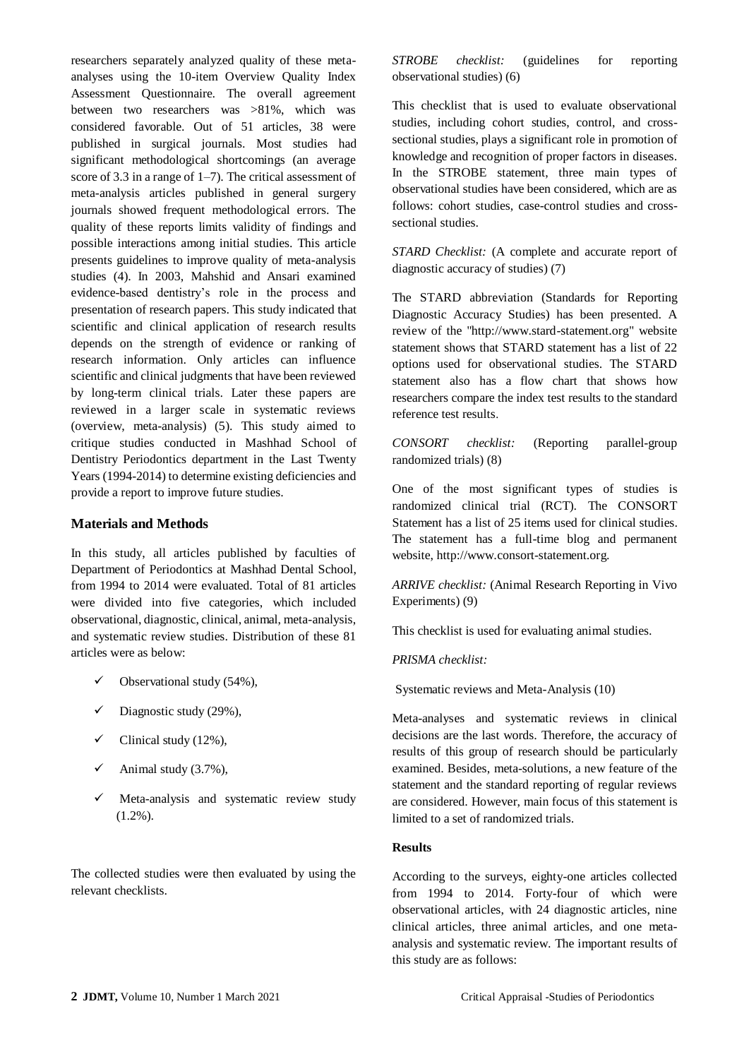researchers separately analyzed quality of these meta-analyses using the 10-item Overview Quality Index Assessment Questionnaire. The overall agreement between two researchers was >81%, which was considered favorable. Out of 51 articles, 38 were published in surgical journals. Most studies had significant methodological shortcomings (an average score of 3.3 in a range of 1–7). The critical assessment of meta-analysis articles published in general surgery journals showed frequent methodological errors. The quality of these reports limits validity of findings and possible interactions among initial studies. This article presents guidelines to improve quality of meta-analysis studies (4). In 2003, Mahshid and Ansari examined evidence-based dentistry's role in the process and presentation of research papers. This study indicated that scientific and clinical application of research results depends on the strength of evidence or ranking of research information. Only articles can influence scientific and clinical judgments that have been reviewed by long-term clinical trials. Later these papers are reviewed in a larger scale in systematic reviews (overview, meta-analysis) (5). This study aimed to critique studies conducted in Mashhad School of Dentistry Periodontics department in the Last Twenty Years (1994-2014) to determine existing deficiencies and provide a report to improve future studies.

## Materials and Methods

In this study, all articles published by faculties of Department of Periodontics at Mashhad Dental School, from 1994 to 2014 were evaluated. Total of 81 articles were divided into five categories, which included observational, diagnostic, clinical, animal, meta-analysis, and systematic review studies. Distribution of these 81 articles were as below:

- ✓ Observational study (54%),
- ✓ Diagnostic study (29%),
- ✓ Clinical study (12%),
- ✓ Animal study (3.7%),
- ✓ Meta-analysis and systematic review study (1.2%).

The collected studies were then evaluated by using the relevant checklists.

*STROBE checklist:* (guidelines for reporting observational studies) (6)

This checklist that is used to evaluate observational studies, including cohort studies, control, and cross-sectional studies, plays a significant role in promotion of knowledge and recognition of proper factors in diseases. In the STROBE statement, three main types of observational studies have been considered, which are as follows: cohort studies, case-control studies and cross-sectional studies.

*STARD Checklist:* (A complete and accurate report of diagnostic accuracy of studies) (7)

The STARD abbreviation (Standards for Reporting Diagnostic Accuracy Studies) has been presented. A review of the "http://www.stard-statement.org" website statement shows that STARD statement has a list of 22 options used for observational studies. The STARD statement also has a flow chart that shows how researchers compare the index test results to the standard reference test results.

*CONSORT checklist:* (Reporting parallel-group randomized trials) (8)

One of the most significant types of studies is randomized clinical trial (RCT). The CONSORT Statement has a list of 25 items used for clinical studies. The statement has a full-time blog and permanent website, http://www.consort-statement.org.

*ARRIVE checklist:* (Animal Research Reporting in Vivo Experiments) (9)

This checklist is used for evaluating animal studies.

*PRISMA checklist:*

Systematic reviews and Meta-Analysis (10)

Meta-analyses and systematic reviews in clinical decisions are the last words. Therefore, the accuracy of results of this group of research should be particularly examined. Besides, meta-solutions, a new feature of the statement and the standard reporting of regular reviews are considered. However, main focus of this statement is limited to a set of randomized trials.

**Results**

According to the surveys, eighty-one articles collected from 1994 to 2014. Forty-four of which were observational articles, with 24 diagnostic articles, nine clinical articles, three animal articles, and one meta-analysis and systematic review. The important results of this study are as follows: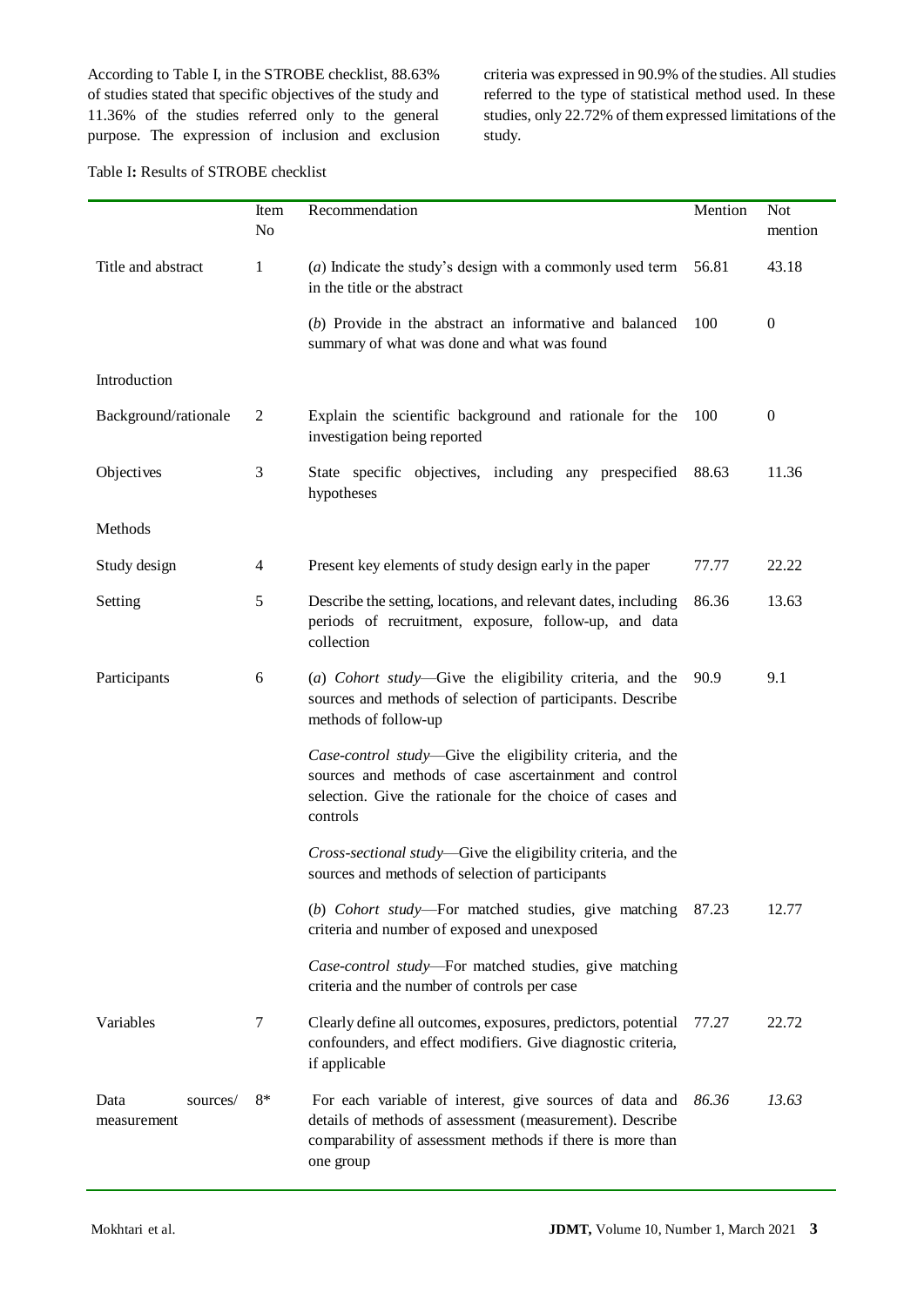According to Table I, in the STROBE checklist, 88.63% of studies stated that specific objectives of the study and 11.36% of the studies referred only to the general purpose. The expression of inclusion and exclusion criteria was expressed in 90.9% of the studies. All studies referred to the type of statistical method used. In these studies, only 22.72% of them expressed limitations of the study.

Table I**:** Results of STROBE checklist

| | Item No | Recommendation | Mention | Not mention |
|---|---|---|---|---|
| Title and abstract | 1 | (*a*) Indicate the study's design with a commonly used term in the title or the abstract | 56.81 | 43.18 |
| | | (*b*) Provide in the abstract an informative and balanced summary of what was done and what was found | 100 | 0 |
| Introduction | | | | |
| Background/rationale | 2 | Explain the scientific background and rationale for the investigation being reported | 100 | 0 |
| Objectives | 3 | State specific objectives, including any prespecified hypotheses | 88.63 | 11.36 |
| Methods | | | | |
| Study design | 4 | Present key elements of study design early in the paper | 77.77 | 22.22 |
| Setting | 5 | Describe the setting, locations, and relevant dates, including periods of recruitment, exposure, follow-up, and data collection | 86.36 | 13.63 |
| Participants | 6 | (*a*) *Cohort study*—Give the eligibility criteria, and the sources and methods of selection of participants. Describe methods of follow-up | 90.9 | 9.1 |
| | | *Case-control study*—Give the eligibility criteria, and the sources and methods of case ascertainment and control selection. Give the rationale for the choice of cases and controls | | |
| | | *Cross-sectional study*—Give the eligibility criteria, and the sources and methods of selection of participants | | |
| | | (*b*) *Cohort study*—For matched studies, give matching criteria and number of exposed and unexposed | 87.23 | 12.77 |
| | | *Case-control study*—For matched studies, give matching criteria and the number of controls per case | | |
| Variables | 7 | Clearly define all outcomes, exposures, predictors, potential confounders, and effect modifiers. Give diagnostic criteria, if applicable | 77.27 | 22.72 |
| Data sources/ measurement | 8* | For each variable of interest, give sources of data and details of methods of assessment (measurement). Describe comparability of assessment methods if there is more than one group | *86.36* | *13.63* |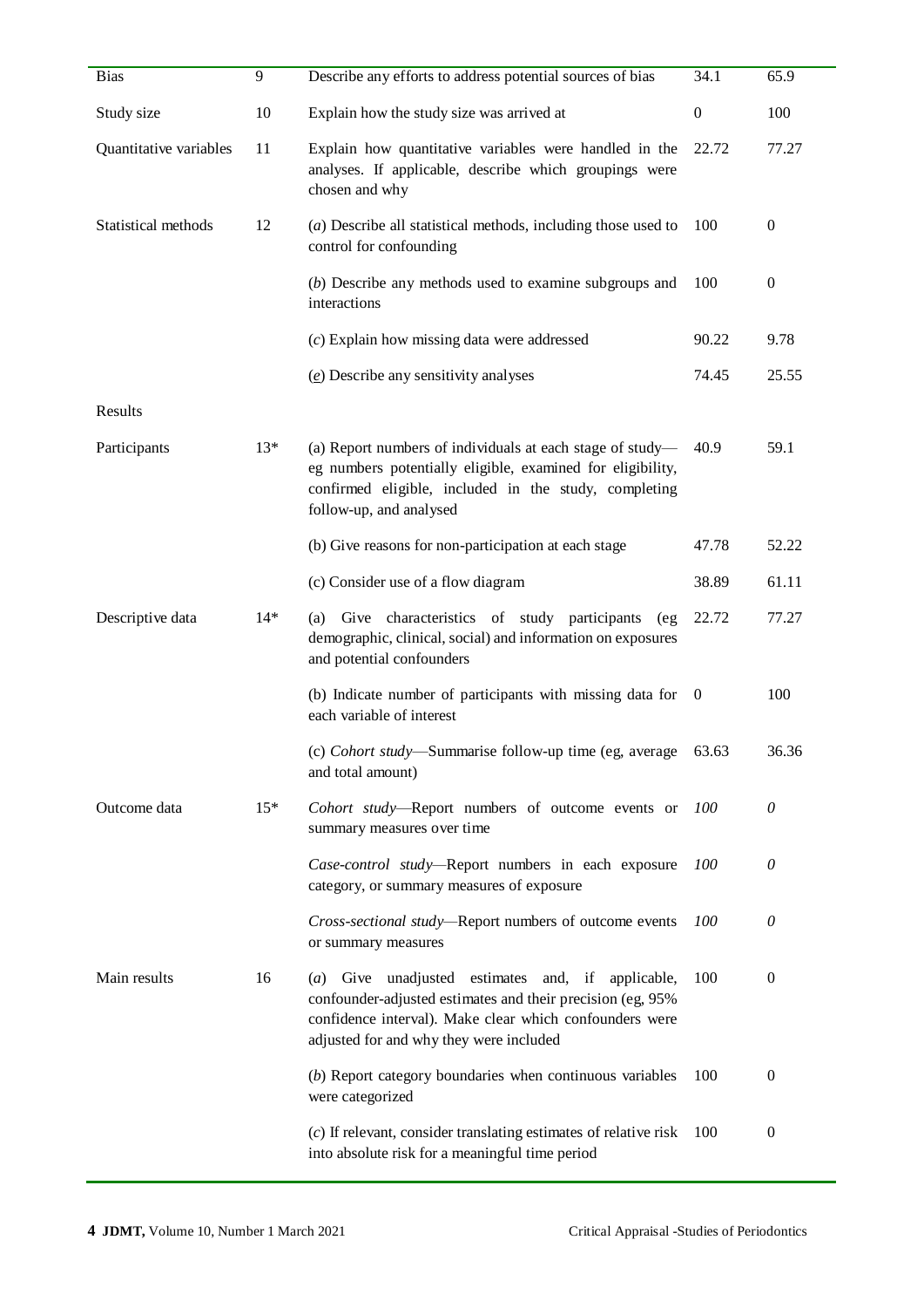| | | | | |
|---|---|---|---|---|
| Bias | 9 | Describe any efforts to address potential sources of bias | 34.1 | 65.9 |
| Study size | 10 | Explain how the study size was arrived at | 0 | 100 |
| Quantitative variables | 11 | Explain how quantitative variables were handled in the analyses. If applicable, describe which groupings were chosen and why | 22.72 | 77.27 |
| Statistical methods | 12 | (*a*) Describe all statistical methods, including those used to control for confounding | 100 | 0 |
| | | (*b*) Describe any methods used to examine subgroups and interactions | 100 | 0 |
| | | (*c*) Explain how missing data were addressed | 90.22 | 9.78 |
| | | (*e*) Describe any sensitivity analyses | 74.45 | 25.55 |
| Results | | | | |
| Participants | 13* | (a) Report numbers of individuals at each stage of study—eg numbers potentially eligible, examined for eligibility, confirmed eligible, included in the study, completing follow-up, and analysed | 40.9 | 59.1 |
| | | (b) Give reasons for non-participation at each stage | 47.78 | 52.22 |
| | | (c) Consider use of a flow diagram | 38.89 | 61.11 |
| Descriptive data | 14* | (a) Give characteristics of study participants (eg demographic, clinical, social) and information on exposures and potential confounders | 22.72 | 77.27 |
| | | (b) Indicate number of participants with missing data for each variable of interest | 0 | 100 |
| | | (c) *Cohort study*—Summarise follow-up time (eg, average and total amount) | 63.63 | 36.36 |
| Outcome data | 15* | *Cohort study*—Report numbers of outcome events or summary measures over time | *100* | *0* |
| | | *Case-control study*—Report numbers in each exposure category, or summary measures of exposure | *100* | *0* |
| | | *Cross-sectional study*—Report numbers of outcome events or summary measures | *100* | *0* |
| Main results | 16 | (*a*) Give unadjusted estimates and, if applicable, confounder-adjusted estimates and their precision (eg, 95% confidence interval). Make clear which confounders were adjusted for and why they were included | 100 | 0 |
| | | (*b*) Report category boundaries when continuous variables were categorized | 100 | 0 |
| | | (*c*) If relevant, consider translating estimates of relative risk into absolute risk for a meaningful time period | 100 | 0 |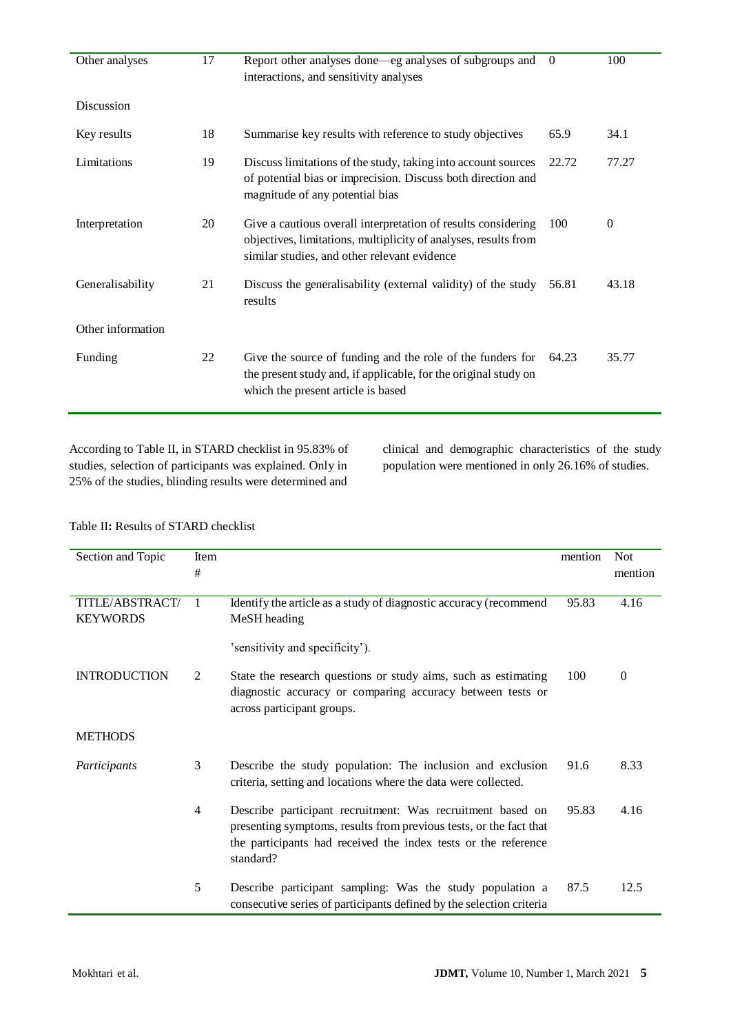| | | | | |
|---|---|---|---|---|
| Other analyses | 17 | Report other analyses done—eg analyses of subgroups and interactions, and sensitivity analyses | 0 | 100 |
| Discussion | | | | |
| Key results | 18 | Summarise key results with reference to study objectives | 65.9 | 34.1 |
| Limitations | 19 | Discuss limitations of the study, taking into account sources of potential bias or imprecision. Discuss both direction and magnitude of any potential bias | 22.72 | 77.27 |
| Interpretation | 20 | Give a cautious overall interpretation of results considering objectives, limitations, multiplicity of analyses, results from similar studies, and other relevant evidence | 100 | 0 |
| Generalisability | 21 | Discuss the generalisability (external validity) of the study results | 56.81 | 43.18 |
| Other information | | | | |
| Funding | 22 | Give the source of funding and the role of the funders for the present study and, if applicable, for the original study on which the present article is based | 64.23 | 35.77 |

According to Table II, in STARD checklist in 95.83% of studies, selection of participants was explained. Only in 25% of the studies, blinding results were determined and clinical and demographic characteristics of the study population were mentioned in only 26.16% of studies.

Table II**:** Results of STARD checklist

| Section and Topic | Item # | | mention | Not mention |
|---|---|---|---|---|
| TITLE/ABSTRACT/ KEYWORDS | 1 | Identify the article as a study of diagnostic accuracy (recommend MeSH heading 'sensitivity and specificity'). | 95.83 | 4.16 |
| INTRODUCTION | 2 | State the research questions or study aims, such as estimating diagnostic accuracy or comparing accuracy between tests or across participant groups. | 100 | 0 |
| METHODS | | | | |
| *Participants* | 3 | Describe the study population: The inclusion and exclusion criteria, setting and locations where the data were collected. | 91.6 | 8.33 |
| | 4 | Describe participant recruitment: Was recruitment based on presenting symptoms, results from previous tests, or the fact that the participants had received the index tests or the reference standard? | 95.83 | 4.16 |
| | 5 | Describe participant sampling: Was the study population a consecutive series of participants defined by the selection criteria | 87.5 | 12.5 |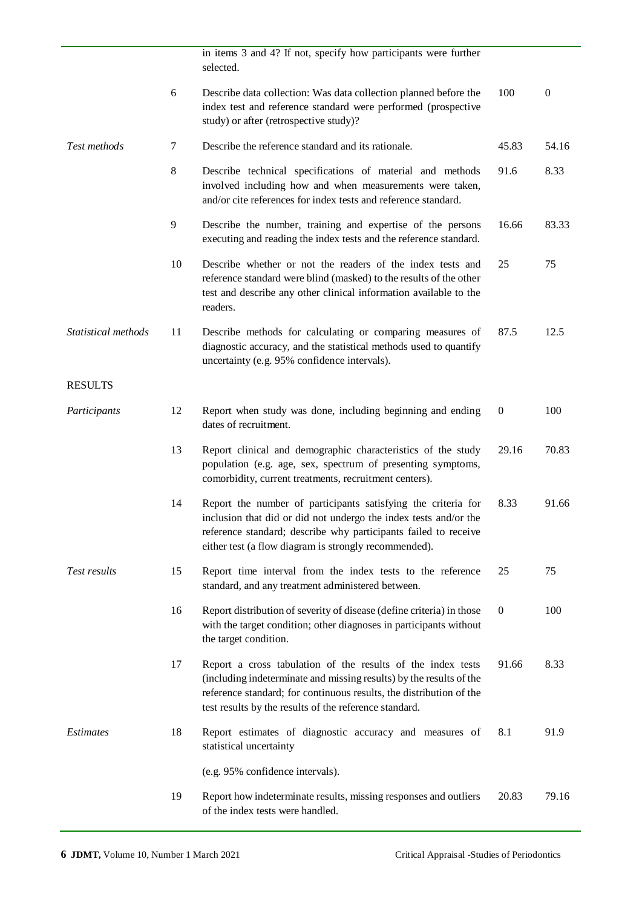| | | | | |
|---|---|---|---|---|
| | | in items 3 and 4? If not, specify how participants were further selected. | | |
| | 6 | Describe data collection: Was data collection planned before the index test and reference standard were performed (prospective study) or after (retrospective study)? | 100 | 0 |
| *Test methods* | 7 | Describe the reference standard and its rationale. | 45.83 | 54.16 |
| | 8 | Describe technical specifications of material and methods involved including how and when measurements were taken, and/or cite references for index tests and reference standard. | 91.6 | 8.33 |
| | 9 | Describe the number, training and expertise of the persons executing and reading the index tests and the reference standard. | 16.66 | 83.33 |
| | 10 | Describe whether or not the readers of the index tests and reference standard were blind (masked) to the results of the other test and describe any other clinical information available to the readers. | 25 | 75 |
| *Statistical methods* | 11 | Describe methods for calculating or comparing measures of diagnostic accuracy, and the statistical methods used to quantify uncertainty (e.g. 95% confidence intervals). | 87.5 | 12.5 |
| RESULTS | | | | |
| *Participants* | 12 | Report when study was done, including beginning and ending dates of recruitment. | 0 | 100 |
| | 13 | Report clinical and demographic characteristics of the study population (e.g. age, sex, spectrum of presenting symptoms, comorbidity, current treatments, recruitment centers). | 29.16 | 70.83 |
| | 14 | Report the number of participants satisfying the criteria for inclusion that did or did not undergo the index tests and/or the reference standard; describe why participants failed to receive either test (a flow diagram is strongly recommended). | 8.33 | 91.66 |
| *Test results* | 15 | Report time interval from the index tests to the reference standard, and any treatment administered between. | 25 | 75 |
| | 16 | Report distribution of severity of disease (define criteria) in those with the target condition; other diagnoses in participants without the target condition. | 0 | 100 |
| | 17 | Report a cross tabulation of the results of the index tests (including indeterminate and missing results) by the results of the reference standard; for continuous results, the distribution of the test results by the results of the reference standard. | 91.66 | 8.33 |
| *Estimates* | 18 | Report estimates of diagnostic accuracy and measures of statistical uncertainty (e.g. 95% confidence intervals). | 8.1 | 91.9 |
| | 19 | Report how indeterminate results, missing responses and outliers of the index tests were handled. | 20.83 | 79.16 |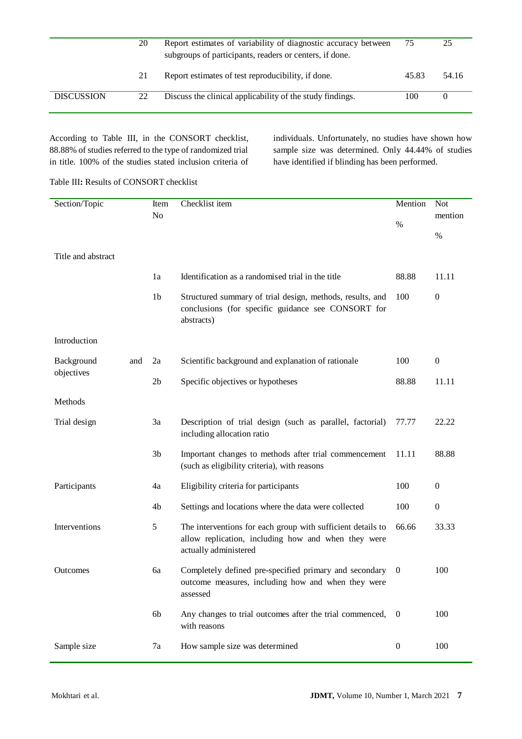| | | | | |
|---|---|---|---|---|
| | 20 | Report estimates of variability of diagnostic accuracy between subgroups of participants, readers or centers, if done. | 75 | 25 |
| | 21 | Report estimates of test reproducibility, if done. | 45.83 | 54.16 |
| DISCUSSION | 22 | Discuss the clinical applicability of the study findings. | 100 | 0 |

According to Table III, in the CONSORT checklist, 88.88% of studies referred to the type of randomized trial in title. 100% of the studies stated inclusion criteria of individuals. Unfortunately, no studies have shown how sample size was determined. Only 44.44% of studies have identified if blinding has been performed.

Table III**:** Results of CONSORT checklist

| Section/Topic | Item No | Checklist item | Mention % | Not mention % |
|---|---|---|---|---|
| Title and abstract | | | | |
| | 1a | Identification as a randomised trial in the title | 88.88 | 11.11 |
| | 1b | Structured summary of trial design, methods, results, and conclusions (for specific guidance see CONSORT for abstracts) | 100 | 0 |
| Introduction | | | | |
| Background and objectives | 2a | Scientific background and explanation of rationale | 100 | 0 |
| | 2b | Specific objectives or hypotheses | 88.88 | 11.11 |
| Methods | | | | |
| Trial design | 3a | Description of trial design (such as parallel, factorial) including allocation ratio | 77.77 | 22.22 |
| | 3b | Important changes to methods after trial commencement (such as eligibility criteria), with reasons | 11.11 | 88.88 |
| Participants | 4a | Eligibility criteria for participants | 100 | 0 |
| | 4b | Settings and locations where the data were collected | 100 | 0 |
| Interventions | 5 | The interventions for each group with sufficient details to allow replication, including how and when they were actually administered | 66.66 | 33.33 |
| Outcomes | 6a | Completely defined pre-specified primary and secondary outcome measures, including how and when they were assessed | 0 | 100 |
| | 6b | Any changes to trial outcomes after the trial commenced, with reasons | 0 | 100 |
| Sample size | 7a | How sample size was determined | 0 | 100 |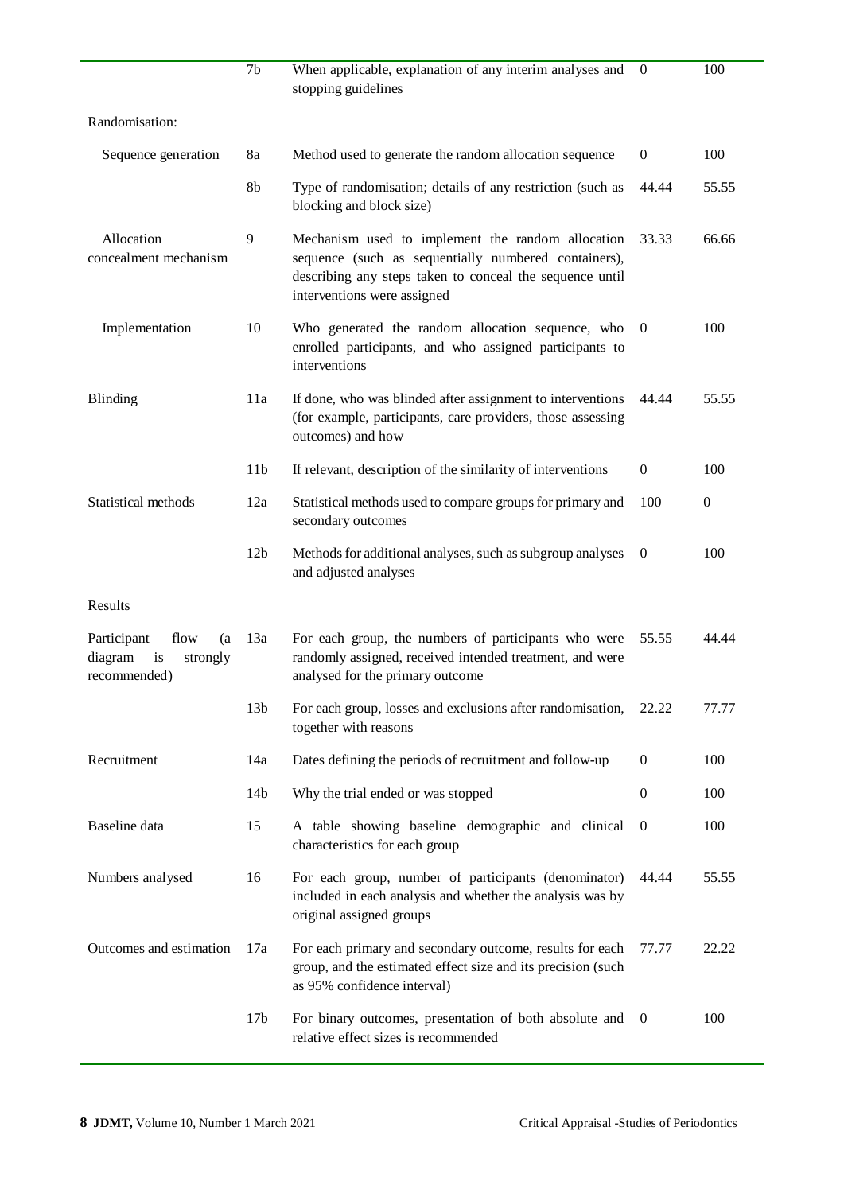| | | | | |
|---|---|---|---|---|
| | 7b | When applicable, explanation of any interim analyses and stopping guidelines | 0 | 100 |
| Randomisation: | | | | |
| Sequence generation | 8a | Method used to generate the random allocation sequence | 0 | 100 |
| | 8b | Type of randomisation; details of any restriction (such as blocking and block size) | 44.44 | 55.55 |
| Allocation concealment mechanism | 9 | Mechanism used to implement the random allocation sequence (such as sequentially numbered containers), describing any steps taken to conceal the sequence until interventions were assigned | 33.33 | 66.66 |
| Implementation | 10 | Who generated the random allocation sequence, who enrolled participants, and who assigned participants to interventions | 0 | 100 |
| Blinding | 11a | If done, who was blinded after assignment to interventions (for example, participants, care providers, those assessing outcomes) and how | 44.44 | 55.55 |
| | 11b | If relevant, description of the similarity of interventions | 0 | 100 |
| Statistical methods | 12a | Statistical methods used to compare groups for primary and secondary outcomes | 100 | 0 |
| | 12b | Methods for additional analyses, such as subgroup analyses and adjusted analyses | 0 | 100 |
| Results | | | | |
| Participant flow (a diagram is strongly recommended) | 13a | For each group, the numbers of participants who were randomly assigned, received intended treatment, and were analysed for the primary outcome | 55.55 | 44.44 |
| | 13b | For each group, losses and exclusions after randomisation, together with reasons | 22.22 | 77.77 |
| Recruitment | 14a | Dates defining the periods of recruitment and follow-up | 0 | 100 |
| | 14b | Why the trial ended or was stopped | 0 | 100 |
| Baseline data | 15 | A table showing baseline demographic and clinical characteristics for each group | 0 | 100 |
| Numbers analysed | 16 | For each group, number of participants (denominator) included in each analysis and whether the analysis was by original assigned groups | 44.44 | 55.55 |
| Outcomes and estimation | 17a | For each primary and secondary outcome, results for each group, and the estimated effect size and its precision (such as 95% confidence interval) | 77.77 | 22.22 |
| | 17b | For binary outcomes, presentation of both absolute and relative effect sizes is recommended | 0 | 100 |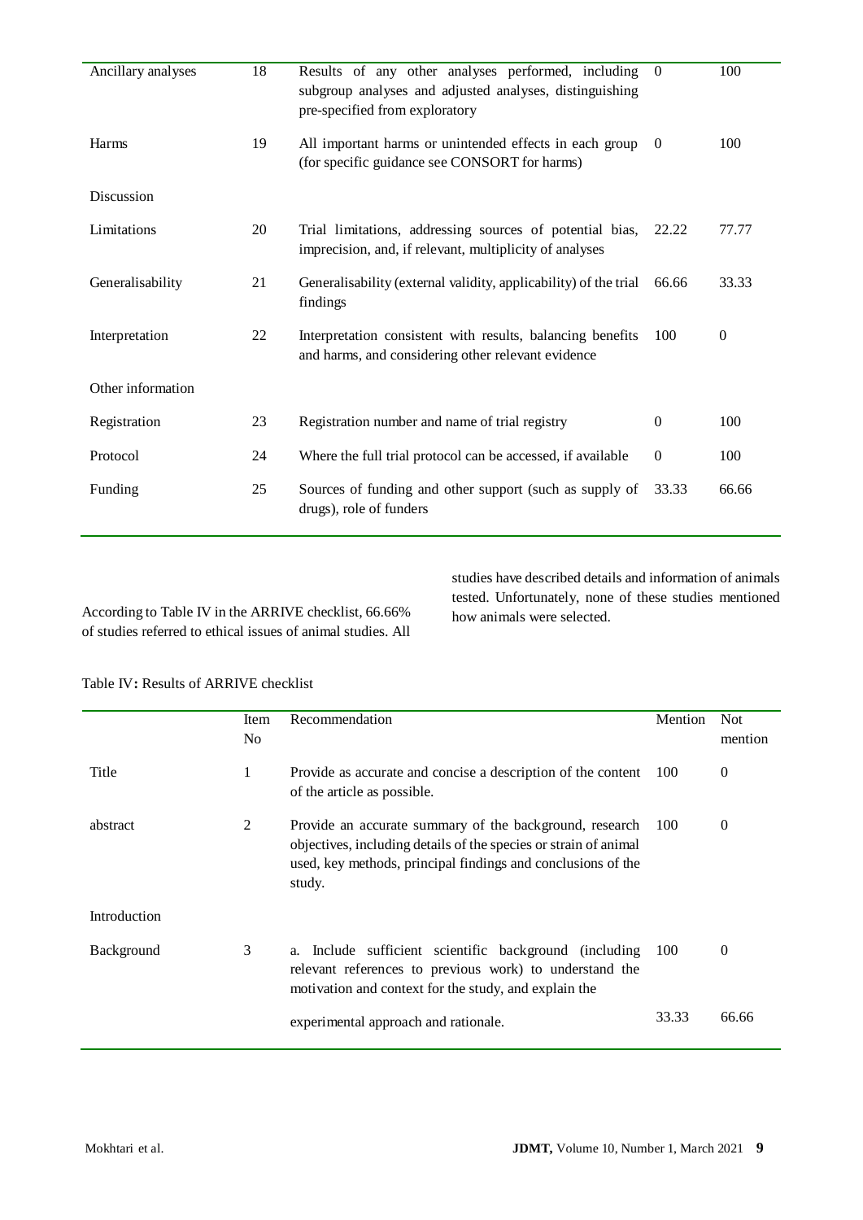| | | | | |
|---|---|---|---|---|
| Ancillary analyses | 18 | Results of any other analyses performed, including subgroup analyses and adjusted analyses, distinguishing pre-specified from exploratory | 0 | 100 |
| Harms | 19 | All important harms or unintended effects in each group (for specific guidance see CONSORT for harms) | 0 | 100 |
| Discussion | | | | |
| Limitations | 20 | Trial limitations, addressing sources of potential bias, imprecision, and, if relevant, multiplicity of analyses | 22.22 | 77.77 |
| Generalisability | 21 | Generalisability (external validity, applicability) of the trial findings | 66.66 | 33.33 |
| Interpretation | 22 | Interpretation consistent with results, balancing benefits and harms, and considering other relevant evidence | 100 | 0 |
| Other information | | | | |
| Registration | 23 | Registration number and name of trial registry | 0 | 100 |
| Protocol | 24 | Where the full trial protocol can be accessed, if available | 0 | 100 |
| Funding | 25 | Sources of funding and other support (such as supply of drugs), role of funders | 33.33 | 66.66 |

According to Table IV in the ARRIVE checklist, 66.66% of studies referred to ethical issues of animal studies. All studies have described details and information of animals tested. Unfortunately, none of these studies mentioned how animals were selected.

Table IV**:** Results of ARRIVE checklist

| | Item No | Recommendation | Mention | Not mention |
|---|---|---|---|---|
| Title | 1 | Provide as accurate and concise a description of the content of the article as possible. | 100 | 0 |
| abstract | 2 | Provide an accurate summary of the background, research objectives, including details of the species or strain of animal used, key methods, principal findings and conclusions of the study. | 100 | 0 |
| Introduction | | | | |
| Background | 3 | a. Include sufficient scientific background (including relevant references to previous work) to understand the motivation and context for the study, and explain the | 100 | 0 |
| | | experimental approach and rationale. | 33.33 | 66.66 |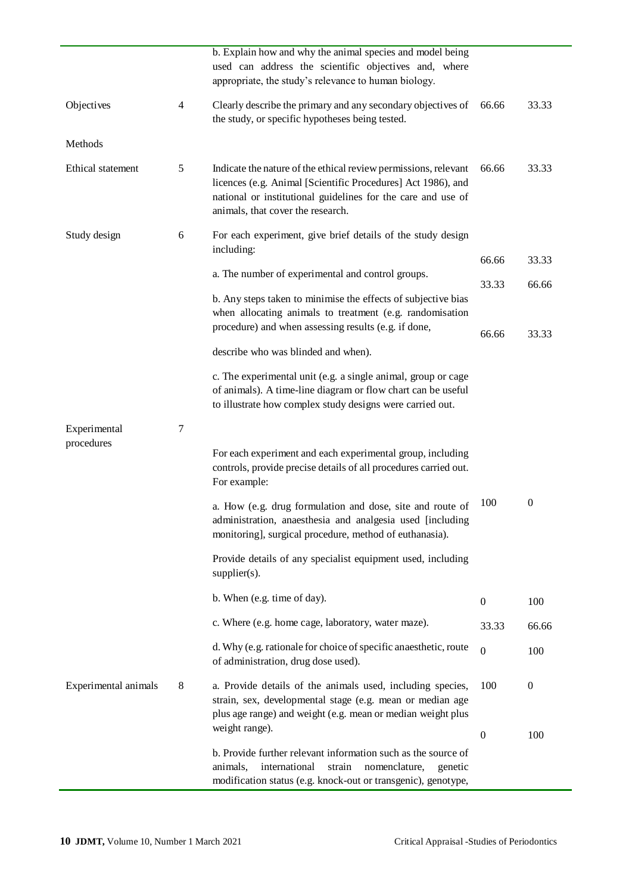| | | | | |
|---|---|---|---|---|
| | | b. Explain how and why the animal species and model being used can address the scientific objectives and, where appropriate, the study's relevance to human biology. | | |
| Objectives | 4 | Clearly describe the primary and any secondary objectives of the study, or specific hypotheses being tested. | 66.66 | 33.33 |
| Methods | | | | |
| Ethical statement | 5 | Indicate the nature of the ethical review permissions, relevant licences (e.g. Animal [Scientific Procedures] Act 1986), and national or institutional guidelines for the care and use of animals, that cover the research. | 66.66 | 33.33 |
| Study design | 6 | For each experiment, give brief details of the study design including: | | |
| | | a. The number of experimental and control groups. | 66.66 | 33.33 |
| | | b. Any steps taken to minimise the effects of subjective bias when allocating animals to treatment (e.g. randomisation procedure) and when assessing results (e.g. if done, describe who was blinded and when). | 33.33 | 66.66 |
| | | c. The experimental unit (e.g. a single animal, group or cage of animals). A time-line diagram or flow chart can be useful to illustrate how complex study designs were carried out. | 66.66 | 33.33 |
| Experimental procedures | 7 | For each experiment and each experimental group, including controls, provide precise details of all procedures carried out. For example: | | |
| | | a. How (e.g. drug formulation and dose, site and route of administration, anaesthesia and analgesia used [including monitoring], surgical procedure, method of euthanasia). Provide details of any specialist equipment used, including supplier(s). | 100 | 0 |
| | | b. When (e.g. time of day). | 0 | 100 |
| | | c. Where (e.g. home cage, laboratory, water maze). | 33.33 | 66.66 |
| | | d. Why (e.g. rationale for choice of specific anaesthetic, route of administration, drug dose used). | 0 | 100 |
| Experimental animals | 8 | a. Provide details of the animals used, including species, strain, sex, developmental stage (e.g. mean or median age plus age range) and weight (e.g. mean or median weight plus weight range). | 100 | 0 |
| | | b. Provide further relevant information such as the source of animals, international strain nomenclature, genetic modification status (e.g. knock-out or transgenic), genotype, | 0 | 100 |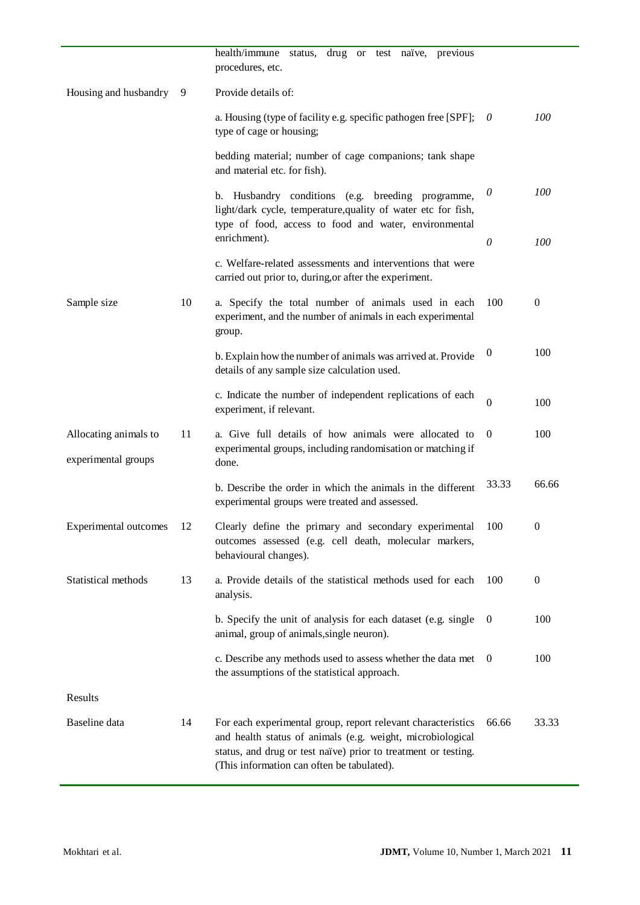| | | | | |
|---|---|---|---|---|
| | | health/immune status, drug or test naïve, previous procedures, etc. | | |
| Housing and husbandry | 9 | Provide details of: | | |
| | | a. Housing (type of facility e.g. specific pathogen free [SPF]; type of cage or housing; | *0* | *100* |
| | | bedding material; number of cage companions; tank shape and material etc. for fish). | | |
| | | b. Husbandry conditions (e.g. breeding programme, light/dark cycle, temperature,quality of water etc for fish, type of food, access to food and water, environmental enrichment). | *0* | *100* |
| | | c. Welfare-related assessments and interventions that were carried out prior to, during,or after the experiment. | *0* | *100* |
| Sample size | 10 | a. Specify the total number of animals used in each experiment, and the number of animals in each experimental group. | 100 | 0 |
| | | b. Explain how the number of animals was arrived at. Provide details of any sample size calculation used. | 0 | 100 |
| | | c. Indicate the number of independent replications of each experiment, if relevant. | 0 | 100 |
| Allocating animals to experimental groups | 11 | a. Give full details of how animals were allocated to experimental groups, including randomisation or matching if done. | 0 | 100 |
| | | b. Describe the order in which the animals in the different experimental groups were treated and assessed. | 33.33 | 66.66 |
| Experimental outcomes | 12 | Clearly define the primary and secondary experimental outcomes assessed (e.g. cell death, molecular markers, behavioural changes). | 100 | 0 |
| Statistical methods | 13 | a. Provide details of the statistical methods used for each analysis. | 100 | 0 |
| | | b. Specify the unit of analysis for each dataset (e.g. single animal, group of animals,single neuron). | 0 | 100 |
| | | c. Describe any methods used to assess whether the data met the assumptions of the statistical approach. | 0 | 100 |
| Results | | | | |
| Baseline data | 14 | For each experimental group, report relevant characteristics and health status of animals (e.g. weight, microbiological status, and drug or test naïve) prior to treatment or testing. (This information can often be tabulated). | 66.66 | 33.33 |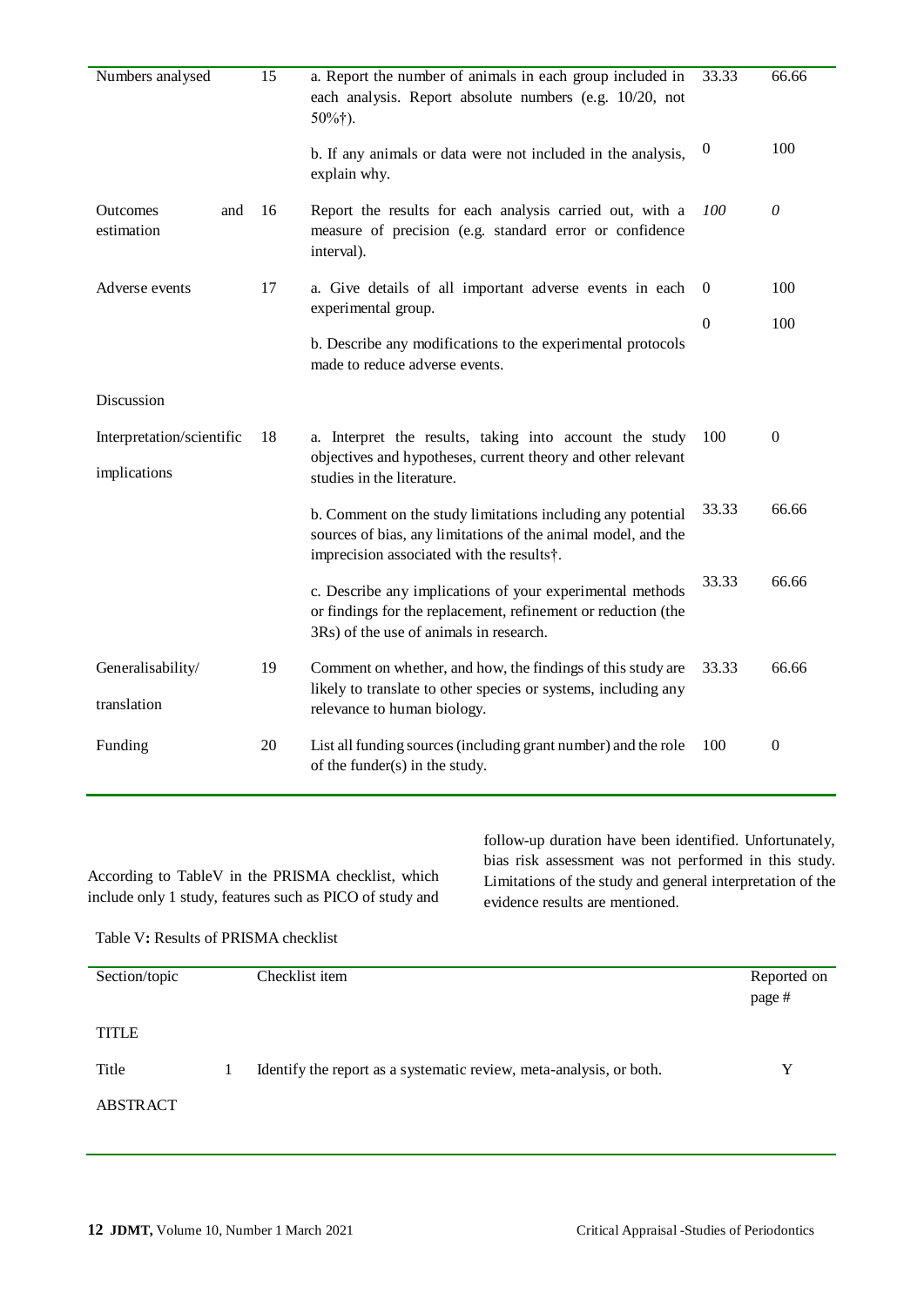| | | | | |
|---|---|---|---|---|
| Numbers analysed | 15 | a. Report the number of animals in each group included in each analysis. Report absolute numbers (e.g. 10/20, not 50%†). | 33.33 | 66.66 |
| | | b. If any animals or data were not included in the analysis, explain why. | 0 | 100 |
| Outcomes and estimation | 16 | Report the results for each analysis carried out, with a measure of precision (e.g. standard error or confidence interval). | *100* | *0* |
| Adverse events | 17 | a. Give details of all important adverse events in each experimental group. | 0 | 100 |
| | | b. Describe any modifications to the experimental protocols made to reduce adverse events. | 0 | 100 |
| Discussion | | | | |
| Interpretation/scientific implications | 18 | a. Interpret the results, taking into account the study objectives and hypotheses, current theory and other relevant studies in the literature. | 100 | 0 |
| | | b. Comment on the study limitations including any potential sources of bias, any limitations of the animal model, and the imprecision associated with the results†. | 33.33 | 66.66 |
| | | c. Describe any implications of your experimental methods or findings for the replacement, refinement or reduction (the 3Rs) of the use of animals in research. | 33.33 | 66.66 |
| Generalisability/ translation | 19 | Comment on whether, and how, the findings of this study are likely to translate to other species or systems, including any relevance to human biology. | 33.33 | 66.66 |
| Funding | 20 | List all funding sources (including grant number) and the role of the funder(s) in the study. | 100 | 0 |

According to TableV in the PRISMA checklist, which include only 1 study, features such as PICO of study and follow-up duration have been identified. Unfortunately, bias risk assessment was not performed in this study. Limitations of the study and general interpretation of the evidence results are mentioned.

Table V**:** Results of PRISMA checklist

| Section/topic | | Checklist item | Reported on page # |
|---|---|---|---|
| TITLE | | | |
| Title | 1 | Identify the report as a systematic review, meta-analysis, or both. | Y |
| ABSTRACT | | | |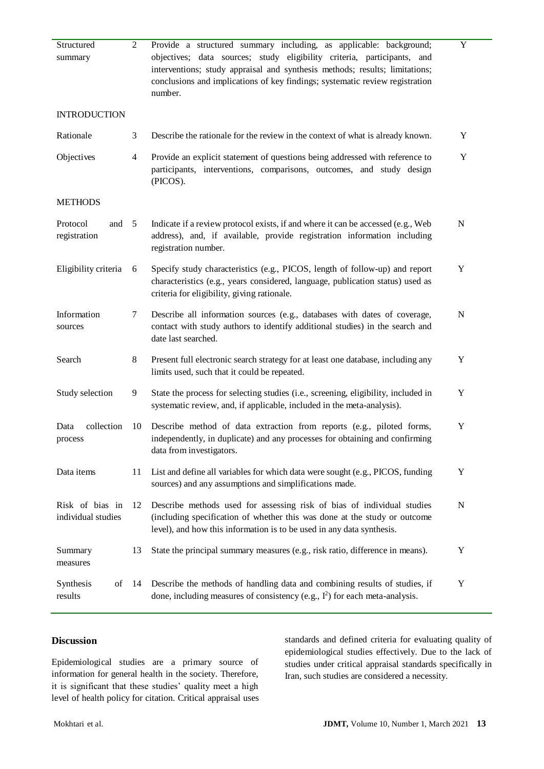| | | | |
|---|---|---|---|
| Structured summary | 2 | Provide a structured summary including, as applicable: background; objectives; data sources; study eligibility criteria, participants, and interventions; study appraisal and synthesis methods; results; limitations; conclusions and implications of key findings; systematic review registration number. | Y |
| INTRODUCTION | | | |
| Rationale | 3 | Describe the rationale for the review in the context of what is already known. | Y |
| Objectives | 4 | Provide an explicit statement of questions being addressed with reference to participants, interventions, comparisons, outcomes, and study design (PICOS). | Y |
| METHODS | | | |
| Protocol and registration | 5 | Indicate if a review protocol exists, if and where it can be accessed (e.g., Web address), and, if available, provide registration information including registration number. | N |
| Eligibility criteria | 6 | Specify study characteristics (e.g., PICOS, length of follow-up) and report characteristics (e.g., years considered, language, publication status) used as criteria for eligibility, giving rationale. | Y |
| Information sources | 7 | Describe all information sources (e.g., databases with dates of coverage, contact with study authors to identify additional studies) in the search and date last searched. | N |
| Search | 8 | Present full electronic search strategy for at least one database, including any limits used, such that it could be repeated. | Y |
| Study selection | 9 | State the process for selecting studies (i.e., screening, eligibility, included in systematic review, and, if applicable, included in the meta-analysis). | Y |
| Data collection process | 10 | Describe method of data extraction from reports (e.g., piloted forms, independently, in duplicate) and any processes for obtaining and confirming data from investigators. | Y |
| Data items | 11 | List and define all variables for which data were sought (e.g., PICOS, funding sources) and any assumptions and simplifications made. | Y |
| Risk of bias in individual studies | 12 | Describe methods used for assessing risk of bias of individual studies (including specification of whether this was done at the study or outcome level), and how this information is to be used in any data synthesis. | N |
| Summary measures | 13 | State the principal summary measures (e.g., risk ratio, difference in means). | Y |
| Synthesis of results | 14 | Describe the methods of handling data and combining results of studies, if done, including measures of consistency (e.g., $I^2$) for each meta-analysis. | Y |

## Discussion

Epidemiological studies are a primary source of information for general health in the society. Therefore, it is significant that these studies' quality meet a high level of health policy for citation. Critical appraisal uses standards and defined criteria for evaluating quality of epidemiological studies effectively. Due to the lack of studies under critical appraisal standards specifically in Iran, such studies are considered a necessity.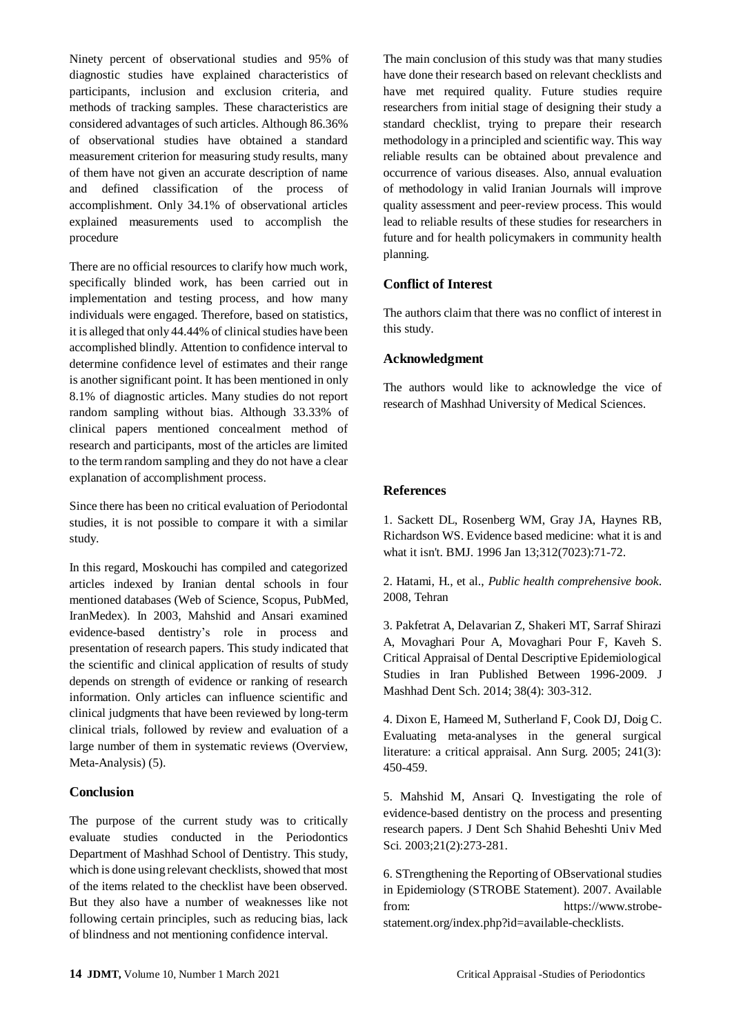Ninety percent of observational studies and 95% of diagnostic studies have explained characteristics of participants, inclusion and exclusion criteria, and methods of tracking samples. These characteristics are considered advantages of such articles. Although 86.36% of observational studies have obtained a standard measurement criterion for measuring study results, many of them have not given an accurate description of name and defined classification of the process of accomplishment. Only 34.1% of observational articles explained measurements used to accomplish the procedure

There are no official resources to clarify how much work, specifically blinded work, has been carried out in implementation and testing process, and how many individuals were engaged. Therefore, based on statistics, it is alleged that only 44.44% of clinical studies have been accomplished blindly. Attention to confidence interval to determine confidence level of estimates and their range is another significant point. It has been mentioned in only 8.1% of diagnostic articles. Many studies do not report random sampling without bias. Although 33.33% of clinical papers mentioned concealment method of research and participants, most of the articles are limited to the term random sampling and they do not have a clear explanation of accomplishment process.

Since there has been no critical evaluation of Periodontal studies, it is not possible to compare it with a similar study.

In this regard, Moskouchi has compiled and categorized articles indexed by Iranian dental schools in four mentioned databases (Web of Science, Scopus, PubMed, IranMedex). In 2003, Mahshid and Ansari examined evidence-based dentistry's role in process and presentation of research papers. This study indicated that the scientific and clinical application of results of study depends on strength of evidence or ranking of research information. Only articles can influence scientific and clinical judgments that have been reviewed by long-term clinical trials, followed by review and evaluation of a large number of them in systematic reviews (Overview, Meta-Analysis) (5).

## Conclusion

The purpose of the current study was to critically evaluate studies conducted in the Periodontics Department of Mashhad School of Dentistry. This study, which is done using relevant checklists, showed that most of the items related to the checklist have been observed. But they also have a number of weaknesses like not following certain principles, such as reducing bias, lack of blindness and not mentioning confidence interval.

The main conclusion of this study was that many studies have done their research based on relevant checklists and have met required quality. Future studies require researchers from initial stage of designing their study a standard checklist, trying to prepare their research methodology in a principled and scientific way. This way reliable results can be obtained about prevalence and occurrence of various diseases. Also, annual evaluation of methodology in valid Iranian Journals will improve quality assessment and peer-review process. This would lead to reliable results of these studies for researchers in future and for health policymakers in community health planning.

## Conflict of Interest

The authors claim that there was no conflict of interest in this study.

## Acknowledgment

The authors would like to acknowledge the vice of research of Mashhad University of Medical Sciences.

## References

1. Sackett DL, Rosenberg WM, Gray JA, Haynes RB, Richardson WS. Evidence based medicine: what it is and what it isn't. BMJ. 1996 Jan 13;312(7023):71-72.

2. Hatami, H., et al., *Public health comprehensive book*. 2008, Tehran

3. Pakfetrat A, Delavarian Z, Shakeri MT, Sarraf Shirazi A, Movaghari Pour A, Movaghari Pour F, Kaveh S. Critical Appraisal of Dental Descriptive Epidemiological Studies in Iran Published Between 1996-2009. J Mashhad Dent Sch. 2014; 38(4): 303-312.

4. Dixon E, Hameed M, Sutherland F, Cook DJ, Doig C. Evaluating meta-analyses in the general surgical literature: a critical appraisal. Ann Surg. 2005; 241(3): 450-459.

5. Mahshid M, Ansari Q. Investigating the role of evidence-based dentistry on the process and presenting research papers. J Dent Sch Shahid Beheshti Univ Med Sci. 2003;21(2):273-281.

6. STrengthening the Reporting of OBservational studies in Epidemiology (STROBE Statement). 2007. Available from: https://www.strobe-statement.org/index.php?id=available-checklists.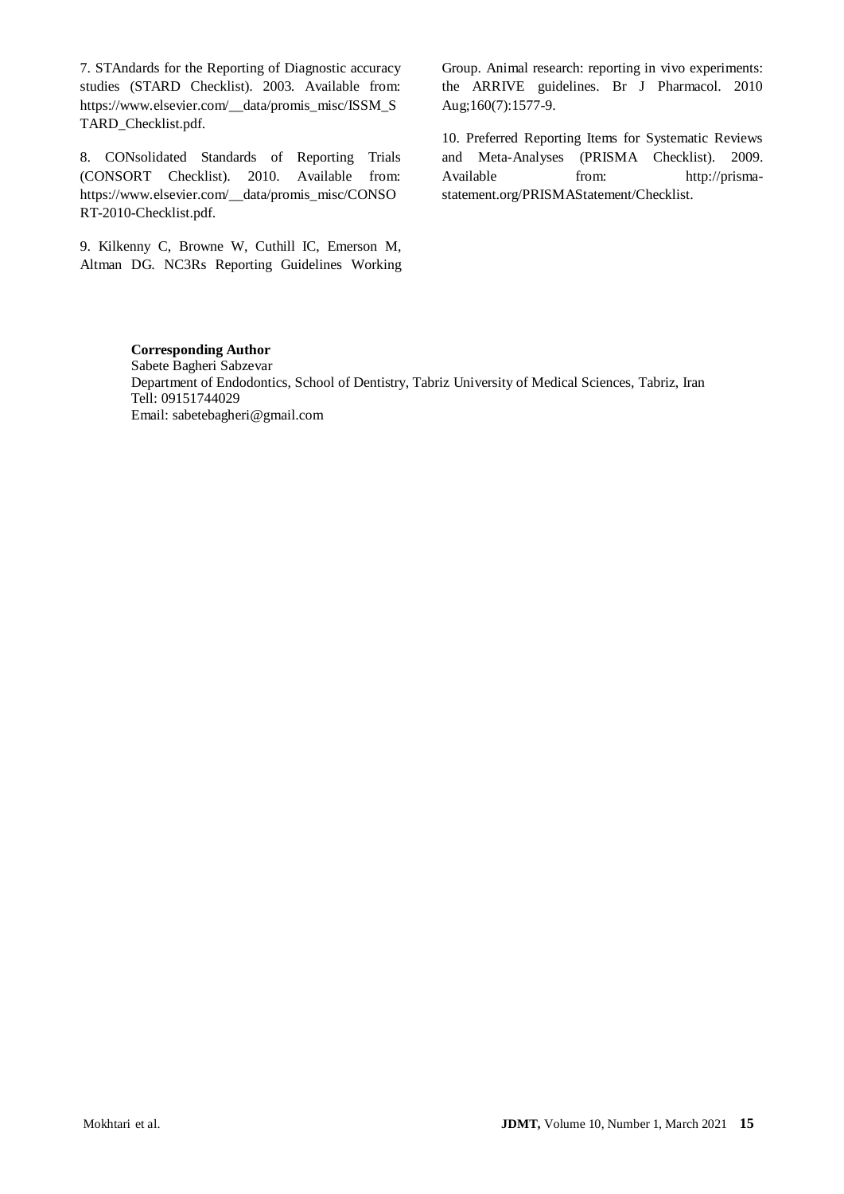7. STAndards for the Reporting of Diagnostic accuracy studies (STARD Checklist). 2003. Available from: https://www.elsevier.com/__data/promis_misc/ISSM_STARD_Checklist.pdf.

8. CONsolidated Standards of Reporting Trials (CONSORT Checklist). 2010. Available from: https://www.elsevier.com/__data/promis_misc/CONSORT-2010-Checklist.pdf.

9. Kilkenny C, Browne W, Cuthill IC, Emerson M, Altman DG. NC3Rs Reporting Guidelines Working Group. Animal research: reporting in vivo experiments: the ARRIVE guidelines. Br J Pharmacol. 2010 Aug;160(7):1577-9.

10. Preferred Reporting Items for Systematic Reviews and Meta-Analyses (PRISMA Checklist). 2009. Available from: http://prisma-statement.org/PRISMAStatement/Checklist.

**Corresponding Author**
Sabete Bagheri Sabzevar
Department of Endodontics, School of Dentistry, Tabriz University of Medical Sciences, Tabriz, Iran
Tell: 09151744029
Email: sabetebagheri@gmail.com